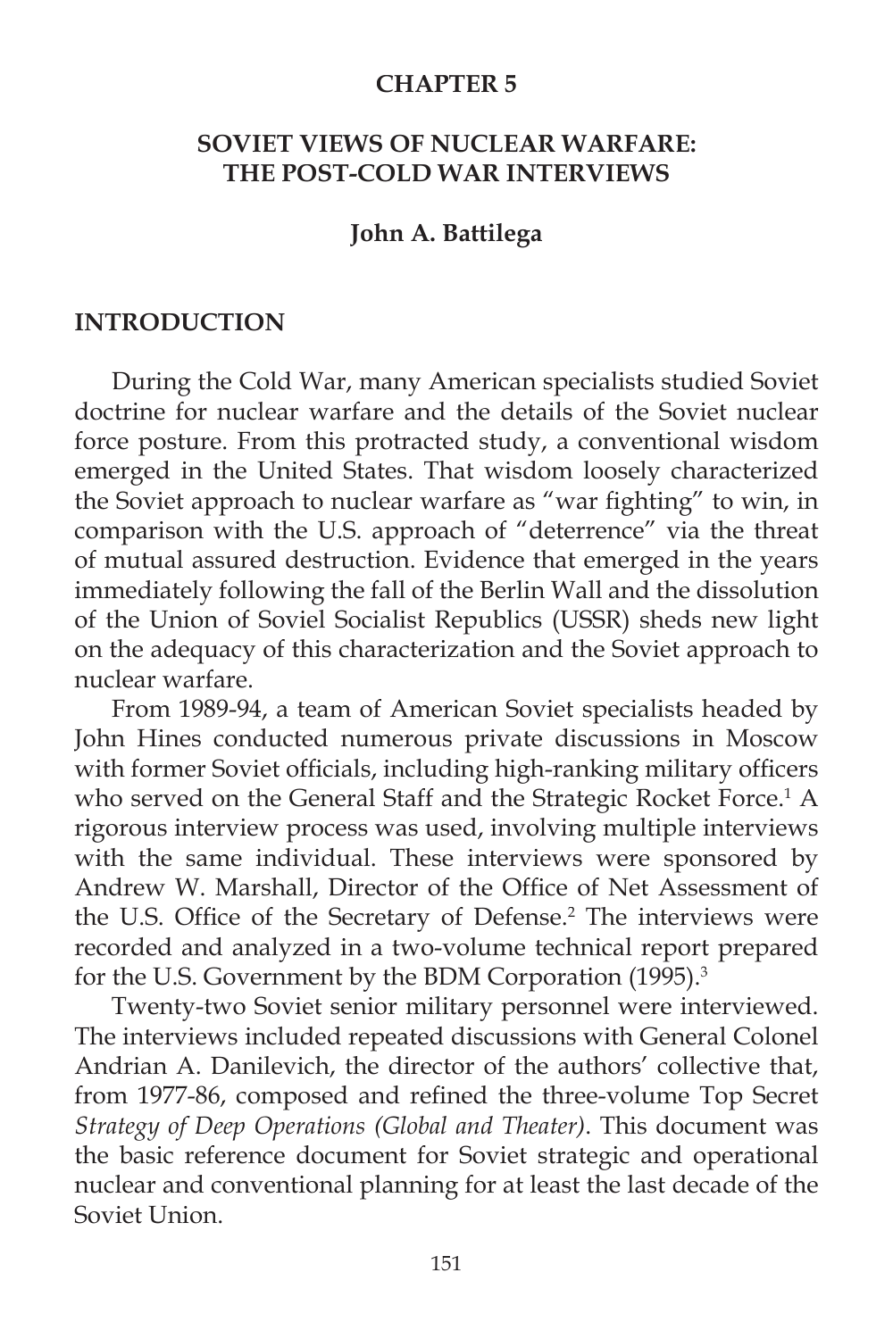# CHAPTER 5

## SOVIET VIEWS OF NUCLEAR WARFARE: THE POST-COLD WAR INTERVIEWS

**John A. Battilega**

## INTRODUCTION

During the Cold War, many American specialists studied Soviet doctrine for nuclear warfare and the details of the Soviet nuclear force posture. From this protracted study, a conventional wisdom emerged in the United States. That wisdom loosely characterized the Soviet approach to nuclear warfare as "war fighting" to win, in comparison with the U.S. approach of "deterrence" via the threat of mutual assured destruction. Evidence that emerged in the years immediately following the fall of the Berlin Wall and the dissolution of the Union of Soviel Socialist Republics (USSR) sheds new light on the adequacy of this characterization and the Soviet approach to nuclear warfare.

From 1989-94, a team of American Soviet specialists headed by John Hines conducted numerous private discussions in Moscow with former Soviet officials, including high-ranking military officers who served on the General Staff and the Strategic Rocket Force.[1] A rigorous interview process was used, involving multiple interviews with the same individual. These interviews were sponsored by Andrew W. Marshall, Director of the Office of Net Assessment of the U.S. Office of the Secretary of Defense.[2] The interviews were recorded and analyzed in a two-volume technical report prepared for the U.S. Government by the BDM Corporation (1995).[3]

Twenty-two Soviet senior military personnel were interviewed. The interviews included repeated discussions with General Colonel Andrian A. Danilevich, the director of the authors' collective that, from 1977-86, composed and refined the three-volume Top Secret *Strategy of Deep Operations (Global and Theater)*. This document was the basic reference document for Soviet strategic and operational nuclear and conventional planning for at least the last decade of the Soviet Union.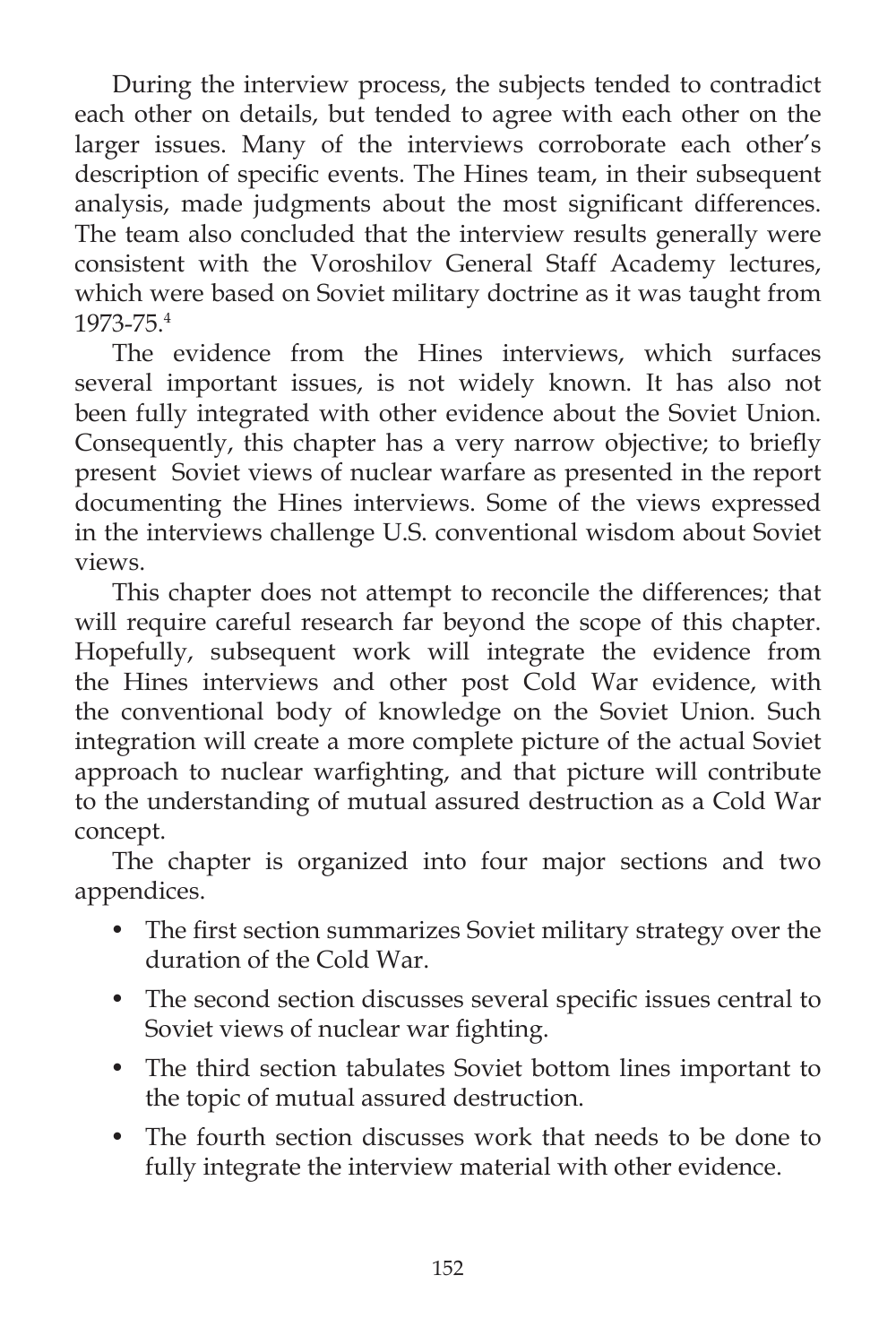During the interview process, the subjects tended to contradict each other on details, but tended to agree with each other on the larger issues. Many of the interviews corroborate each other's description of specific events. The Hines team, in their subsequent analysis, made judgments about the most significant differences. The team also concluded that the interview results generally were consistent with the Voroshilov General Staff Academy lectures, which were based on Soviet military doctrine as it was taught from 1973-75.[4]

The evidence from the Hines interviews, which surfaces several important issues, is not widely known. It has also not been fully integrated with other evidence about the Soviet Union. Consequently, this chapter has a very narrow objective; to briefly present Soviet views of nuclear warfare as presented in the report documenting the Hines interviews. Some of the views expressed in the interviews challenge U.S. conventional wisdom about Soviet views.

This chapter does not attempt to reconcile the differences; that will require careful research far beyond the scope of this chapter. Hopefully, subsequent work will integrate the evidence from the Hines interviews and other post Cold War evidence, with the conventional body of knowledge on the Soviet Union. Such integration will create a more complete picture of the actual Soviet approach to nuclear warfighting, and that picture will contribute to the understanding of mutual assured destruction as a Cold War concept.

The chapter is organized into four major sections and two appendices.

- The first section summarizes Soviet military strategy over the duration of the Cold War.
- The second section discusses several specific issues central to Soviet views of nuclear war fighting.
- The third section tabulates Soviet bottom lines important to the topic of mutual assured destruction.
- The fourth section discusses work that needs to be done to fully integrate the interview material with other evidence.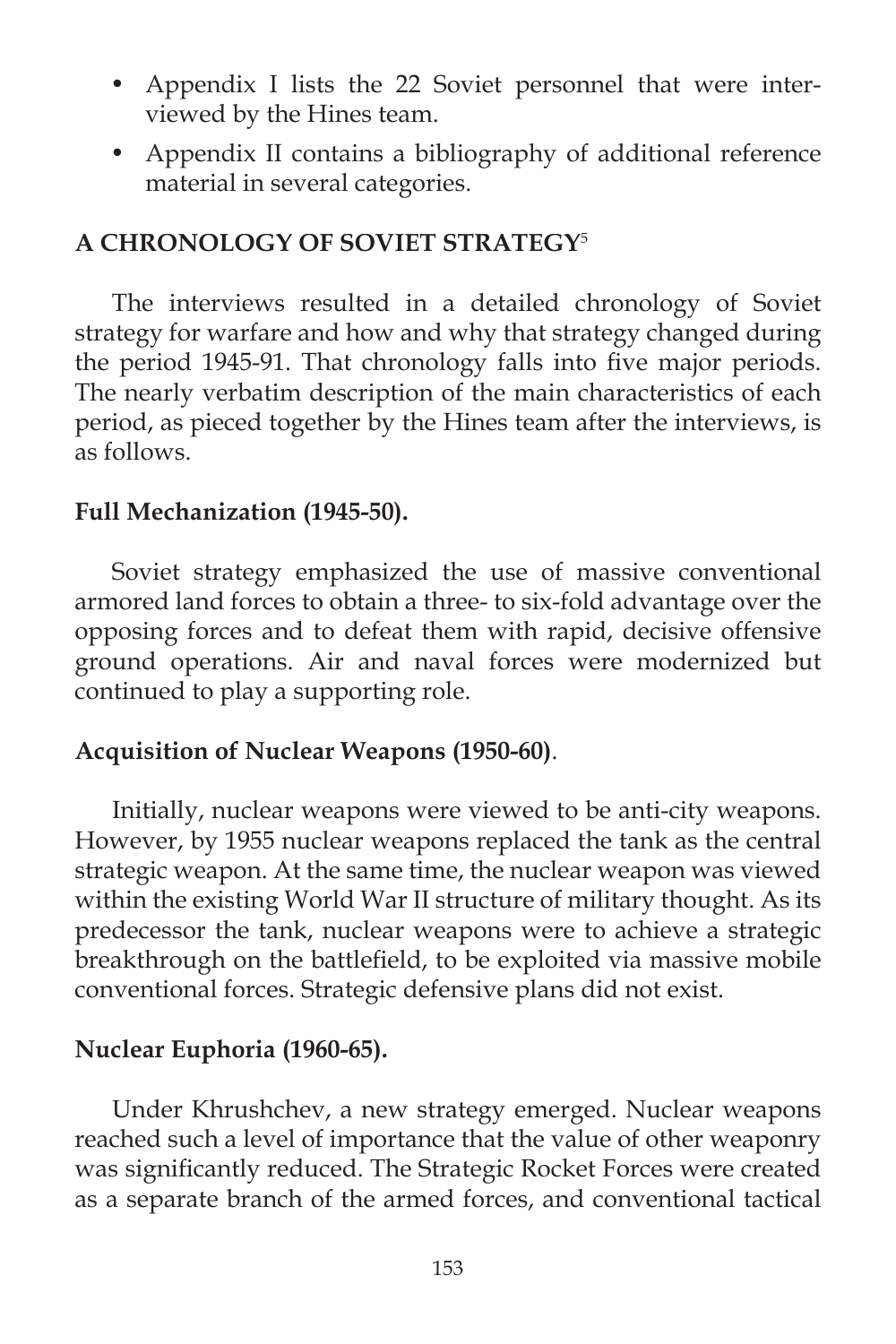- Appendix I lists the 22 Soviet personnel that were interviewed by the Hines team.
- Appendix II contains a bibliography of additional reference material in several categories.

## A CHRONOLOGY OF SOVIET STRATEGY[5]

The interviews resulted in a detailed chronology of Soviet strategy for warfare and how and why that strategy changed during the period 1945-91. That chronology falls into five major periods. The nearly verbatim description of the main characteristics of each period, as pieced together by the Hines team after the interviews, is as follows.

### Full Mechanization (1945-50).

Soviet strategy emphasized the use of massive conventional armored land forces to obtain a three- to six-fold advantage over the opposing forces and to defeat them with rapid, decisive offensive ground operations. Air and naval forces were modernized but continued to play a supporting role.

### Acquisition of Nuclear Weapons (1950-60).

Initially, nuclear weapons were viewed to be anti-city weapons. However, by 1955 nuclear weapons replaced the tank as the central strategic weapon. At the same time, the nuclear weapon was viewed within the existing World War II structure of military thought. As its predecessor the tank, nuclear weapons were to achieve a strategic breakthrough on the battlefield, to be exploited via massive mobile conventional forces. Strategic defensive plans did not exist.

### Nuclear Euphoria (1960-65).

Under Khrushchev, a new strategy emerged. Nuclear weapons reached such a level of importance that the value of other weaponry was significantly reduced. The Strategic Rocket Forces were created as a separate branch of the armed forces, and conventional tactical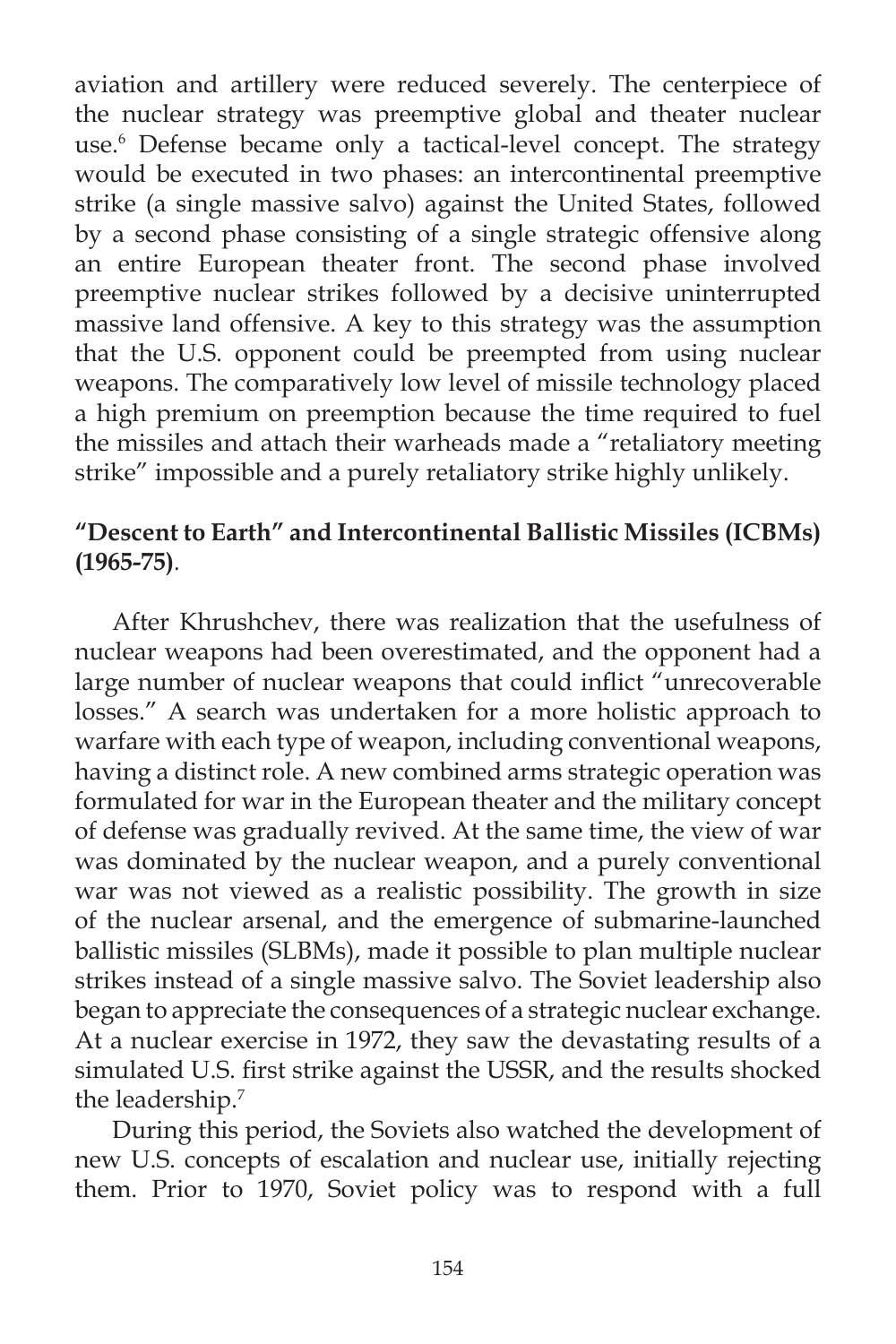aviation and artillery were reduced severely. The centerpiece of the nuclear strategy was preemptive global and theater nuclear use.[6] Defense became only a tactical-level concept. The strategy would be executed in two phases: an intercontinental preemptive strike (a single massive salvo) against the United States, followed by a second phase consisting of a single strategic offensive along an entire European theater front. The second phase involved preemptive nuclear strikes followed by a decisive uninterrupted massive land offensive. A key to this strategy was the assumption that the U.S. opponent could be preempted from using nuclear weapons. The comparatively low level of missile technology placed a high premium on preemption because the time required to fuel the missiles and attach their warheads made a "retaliatory meeting strike" impossible and a purely retaliatory strike highly unlikely.

**"Descent to Earth" and Intercontinental Ballistic Missiles (ICBMs) (1965-75)**.

After Khrushchev, there was realization that the usefulness of nuclear weapons had been overestimated, and the opponent had a large number of nuclear weapons that could inflict "unrecoverable losses." A search was undertaken for a more holistic approach to warfare with each type of weapon, including conventional weapons, having a distinct role. A new combined arms strategic operation was formulated for war in the European theater and the military concept of defense was gradually revived. At the same time, the view of war was dominated by the nuclear weapon, and a purely conventional war was not viewed as a realistic possibility. The growth in size of the nuclear arsenal, and the emergence of submarine-launched ballistic missiles (SLBMs), made it possible to plan multiple nuclear strikes instead of a single massive salvo. The Soviet leadership also began to appreciate the consequences of a strategic nuclear exchange. At a nuclear exercise in 1972, they saw the devastating results of a simulated U.S. first strike against the USSR, and the results shocked the leadership.[7]

During this period, the Soviets also watched the development of new U.S. concepts of escalation and nuclear use, initially rejecting them. Prior to 1970, Soviet policy was to respond with a full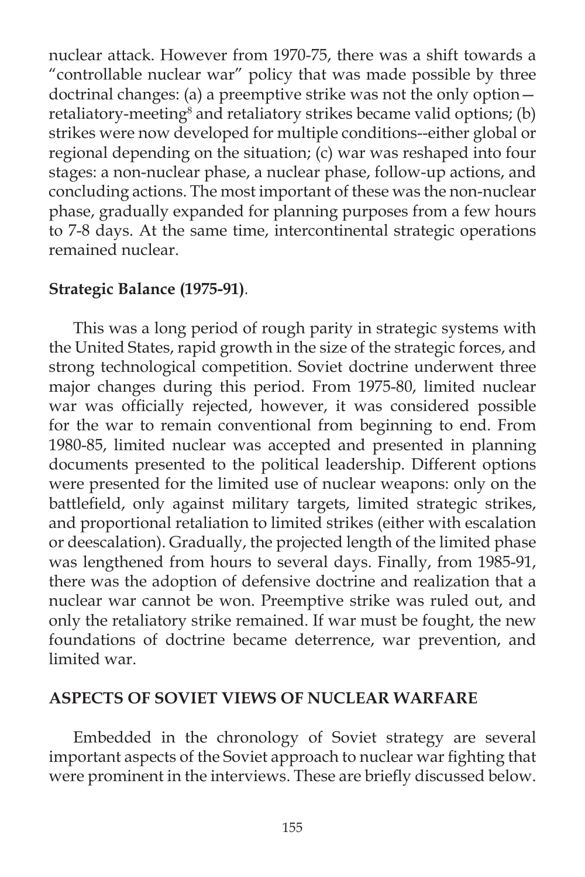nuclear attack. However from 1970-75, there was a shift towards a "controllable nuclear war" policy that was made possible by three doctrinal changes: (a) a preemptive strike was not the only option—retaliatory-meeting[8] and retaliatory strikes became valid options; (b) strikes were now developed for multiple conditions--either global or regional depending on the situation; (c) war was reshaped into four stages: a non-nuclear phase, a nuclear phase, follow-up actions, and concluding actions. The most important of these was the non-nuclear phase, gradually expanded for planning purposes from a few hours to 7-8 days. At the same time, intercontinental strategic operations remained nuclear.

**Strategic Balance (1975-91)**.

This was a long period of rough parity in strategic systems with the United States, rapid growth in the size of the strategic forces, and strong technological competition. Soviet doctrine underwent three major changes during this period. From 1975-80, limited nuclear war was officially rejected, however, it was considered possible for the war to remain conventional from beginning to end. From 1980-85, limited nuclear was accepted and presented in planning documents presented to the political leadership. Different options were presented for the limited use of nuclear weapons: only on the battlefield, only against military targets, limited strategic strikes, and proportional retaliation to limited strikes (either with escalation or deescalation). Gradually, the projected length of the limited phase was lengthened from hours to several days. Finally, from 1985-91, there was the adoption of defensive doctrine and realization that a nuclear war cannot be won. Preemptive strike was ruled out, and only the retaliatory strike remained. If war must be fought, the new foundations of doctrine became deterrence, war prevention, and limited war.

## ASPECTS OF SOVIET VIEWS OF NUCLEAR WARFARE

Embedded in the chronology of Soviet strategy are several important aspects of the Soviet approach to nuclear war fighting that were prominent in the interviews. These are briefly discussed below.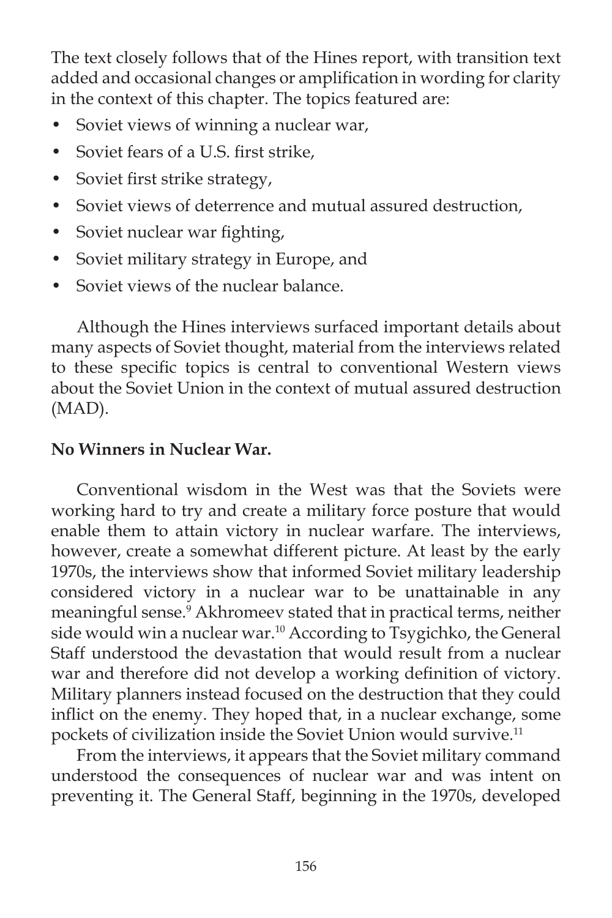The text closely follows that of the Hines report, with transition text added and occasional changes or amplification in wording for clarity in the context of this chapter. The topics featured are:

- Soviet views of winning a nuclear war,
- Soviet fears of a U.S. first strike,
- Soviet first strike strategy,
- Soviet views of deterrence and mutual assured destruction,
- Soviet nuclear war fighting,
- Soviet military strategy in Europe, and
- Soviet views of the nuclear balance.

Although the Hines interviews surfaced important details about many aspects of Soviet thought, material from the interviews related to these specific topics is central to conventional Western views about the Soviet Union in the context of mutual assured destruction (MAD).

**No Winners in Nuclear War.**

Conventional wisdom in the West was that the Soviets were working hard to try and create a military force posture that would enable them to attain victory in nuclear warfare. The interviews, however, create a somewhat different picture. At least by the early 1970s, the interviews show that informed Soviet military leadership considered victory in a nuclear war to be unattainable in any meaningful sense.[9] Akhromeev stated that in practical terms, neither side would win a nuclear war.[10] According to Tsygichko, the General Staff understood the devastation that would result from a nuclear war and therefore did not develop a working definition of victory. Military planners instead focused on the destruction that they could inflict on the enemy. They hoped that, in a nuclear exchange, some pockets of civilization inside the Soviet Union would survive.[11]

From the interviews, it appears that the Soviet military command understood the consequences of nuclear war and was intent on preventing it. The General Staff, beginning in the 1970s, developed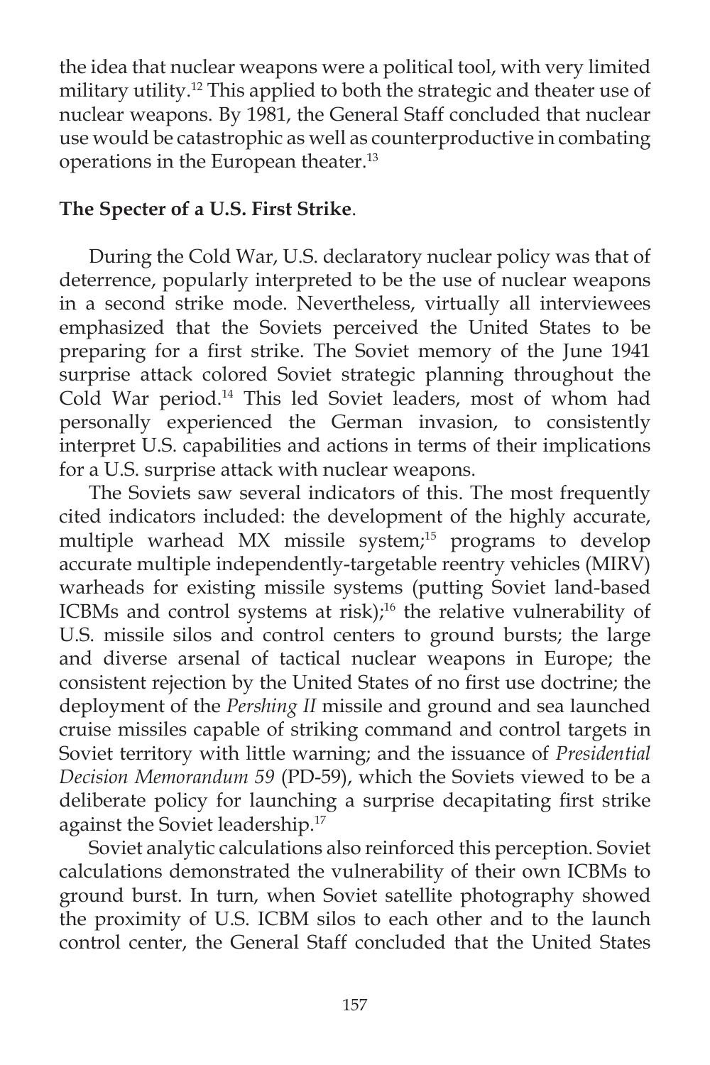the idea that nuclear weapons were a political tool, with very limited military utility.[12] This applied to both the strategic and theater use of nuclear weapons. By 1981, the General Staff concluded that nuclear use would be catastrophic as well as counterproductive in combating operations in the European theater.[13]

**The Specter of a U.S. First Strike**.

During the Cold War, U.S. declaratory nuclear policy was that of deterrence, popularly interpreted to be the use of nuclear weapons in a second strike mode. Nevertheless, virtually all interviewees emphasized that the Soviets perceived the United States to be preparing for a first strike. The Soviet memory of the June 1941 surprise attack colored Soviet strategic planning throughout the Cold War period.[14] This led Soviet leaders, most of whom had personally experienced the German invasion, to consistently interpret U.S. capabilities and actions in terms of their implications for a U.S. surprise attack with nuclear weapons.

The Soviets saw several indicators of this. The most frequently cited indicators included: the development of the highly accurate, multiple warhead MX missile system;[15] programs to develop accurate multiple independently-targetable reentry vehicles (MIRV) warheads for existing missile systems (putting Soviet land-based ICBMs and control systems at risk);[16] the relative vulnerability of U.S. missile silos and control centers to ground bursts; the large and diverse arsenal of tactical nuclear weapons in Europe; the consistent rejection by the United States of no first use doctrine; the deployment of the *Pershing II* missile and ground and sea launched cruise missiles capable of striking command and control targets in Soviet territory with little warning; and the issuance of *Presidential Decision Memorandum 59* (PD-59), which the Soviets viewed to be a deliberate policy for launching a surprise decapitating first strike against the Soviet leadership.[17]

Soviet analytic calculations also reinforced this perception. Soviet calculations demonstrated the vulnerability of their own ICBMs to ground burst. In turn, when Soviet satellite photography showed the proximity of U.S. ICBM silos to each other and to the launch control center, the General Staff concluded that the United States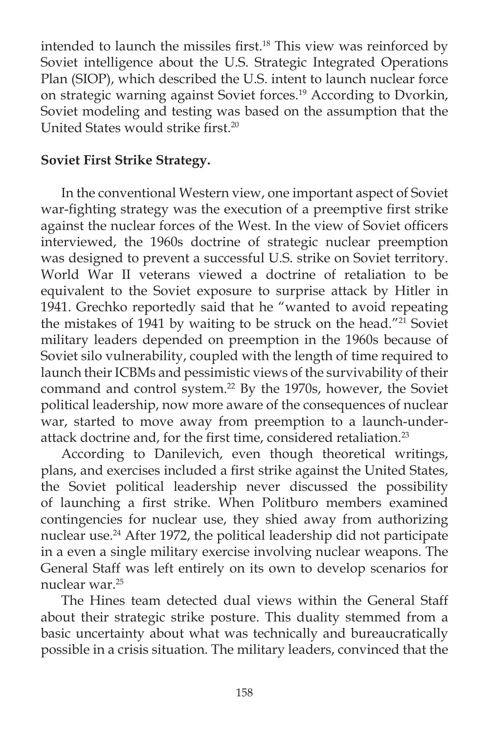intended to launch the missiles first.[18] This view was reinforced by Soviet intelligence about the U.S. Strategic Integrated Operations Plan (SIOP), which described the U.S. intent to launch nuclear force on strategic warning against Soviet forces.[19] According to Dvorkin, Soviet modeling and testing was based on the assumption that the United States would strike first.[20]

**Soviet First Strike Strategy.**

In the conventional Western view, one important aspect of Soviet war-fighting strategy was the execution of a preemptive first strike against the nuclear forces of the West. In the view of Soviet officers interviewed, the 1960s doctrine of strategic nuclear preemption was designed to prevent a successful U.S. strike on Soviet territory. World War II veterans viewed a doctrine of retaliation to be equivalent to the Soviet exposure to surprise attack by Hitler in 1941. Grechko reportedly said that he "wanted to avoid repeating the mistakes of 1941 by waiting to be struck on the head."[21] Soviet military leaders depended on preemption in the 1960s because of Soviet silo vulnerability, coupled with the length of time required to launch their ICBMs and pessimistic views of the survivability of their command and control system.[22] By the 1970s, however, the Soviet political leadership, now more aware of the consequences of nuclear war, started to move away from preemption to a launch-under-attack doctrine and, for the first time, considered retaliation.[23]

According to Danilevich, even though theoretical writings, plans, and exercises included a first strike against the United States, the Soviet political leadership never discussed the possibility of launching a first strike. When Politburo members examined contingencies for nuclear use, they shied away from authorizing nuclear use.[24] After 1972, the political leadership did not participate in a even a single military exercise involving nuclear weapons. The General Staff was left entirely on its own to develop scenarios for nuclear war.[25]

The Hines team detected dual views within the General Staff about their strategic strike posture. This duality stemmed from a basic uncertainty about what was technically and bureaucratically possible in a crisis situation. The military leaders, convinced that the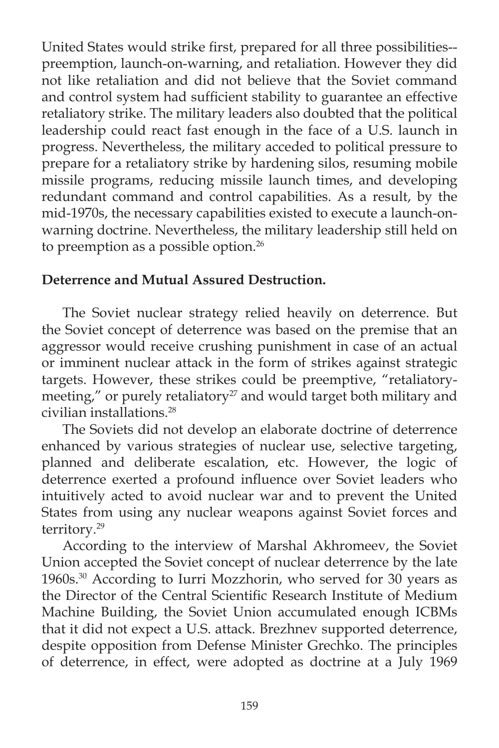United States would strike first, prepared for all three possibilities--preemption, launch-on-warning, and retaliation. However they did not like retaliation and did not believe that the Soviet command and control system had sufficient stability to guarantee an effective retaliatory strike. The military leaders also doubted that the political leadership could react fast enough in the face of a U.S. launch in progress. Nevertheless, the military acceded to political pressure to prepare for a retaliatory strike by hardening silos, resuming mobile missile programs, reducing missile launch times, and developing redundant command and control capabilities. As a result, by the mid-1970s, the necessary capabilities existed to execute a launch-on-warning doctrine. Nevertheless, the military leadership still held on to preemption as a possible option.[26]

**Deterrence and Mutual Assured Destruction.**

The Soviet nuclear strategy relied heavily on deterrence. But the Soviet concept of deterrence was based on the premise that an aggressor would receive crushing punishment in case of an actual or imminent nuclear attack in the form of strikes against strategic targets. However, these strikes could be preemptive, "retaliatory-meeting," or purely retaliatory[27] and would target both military and civilian installations.[28]

The Soviets did not develop an elaborate doctrine of deterrence enhanced by various strategies of nuclear use, selective targeting, planned and deliberate escalation, etc. However, the logic of deterrence exerted a profound influence over Soviet leaders who intuitively acted to avoid nuclear war and to prevent the United States from using any nuclear weapons against Soviet forces and territory.[29]

According to the interview of Marshal Akhromeev, the Soviet Union accepted the Soviet concept of nuclear deterrence by the late 1960s.[30] According to Iurri Mozzhorin, who served for 30 years as the Director of the Central Scientific Research Institute of Medium Machine Building, the Soviet Union accumulated enough ICBMs that it did not expect a U.S. attack. Brezhnev supported deterrence, despite opposition from Defense Minister Grechko. The principles of deterrence, in effect, were adopted as doctrine at a July 1969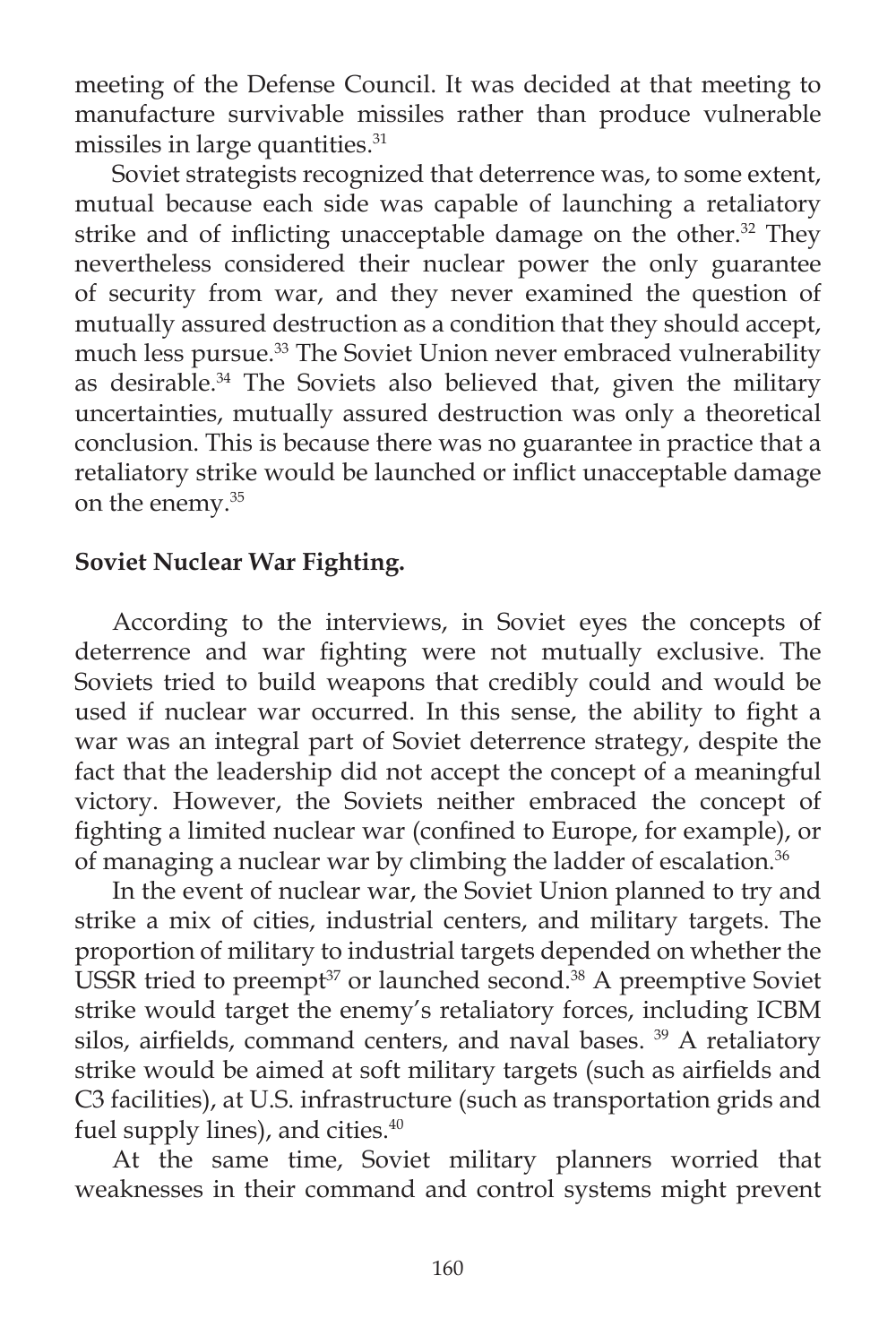meeting of the Defense Council. It was decided at that meeting to manufacture survivable missiles rather than produce vulnerable missiles in large quantities.[31]

Soviet strategists recognized that deterrence was, to some extent, mutual because each side was capable of launching a retaliatory strike and of inflicting unacceptable damage on the other.[32] They nevertheless considered their nuclear power the only guarantee of security from war, and they never examined the question of mutually assured destruction as a condition that they should accept, much less pursue.[33] The Soviet Union never embraced vulnerability as desirable.[34] The Soviets also believed that, given the military uncertainties, mutually assured destruction was only a theoretical conclusion. This is because there was no guarantee in practice that a retaliatory strike would be launched or inflict unacceptable damage on the enemy.[35]

**Soviet Nuclear War Fighting.**

According to the interviews, in Soviet eyes the concepts of deterrence and war fighting were not mutually exclusive. The Soviets tried to build weapons that credibly could and would be used if nuclear war occurred. In this sense, the ability to fight a war was an integral part of Soviet deterrence strategy, despite the fact that the leadership did not accept the concept of a meaningful victory. However, the Soviets neither embraced the concept of fighting a limited nuclear war (confined to Europe, for example), or of managing a nuclear war by climbing the ladder of escalation.[36]

In the event of nuclear war, the Soviet Union planned to try and strike a mix of cities, industrial centers, and military targets. The proportion of military to industrial targets depended on whether the USSR tried to preempt[37] or launched second.[38] A preemptive Soviet strike would target the enemy's retaliatory forces, including ICBM silos, airfields, command centers, and naval bases. [39] A retaliatory strike would be aimed at soft military targets (such as airfields and C3 facilities), at U.S. infrastructure (such as transportation grids and fuel supply lines), and cities.[40]

At the same time, Soviet military planners worried that weaknesses in their command and control systems might prevent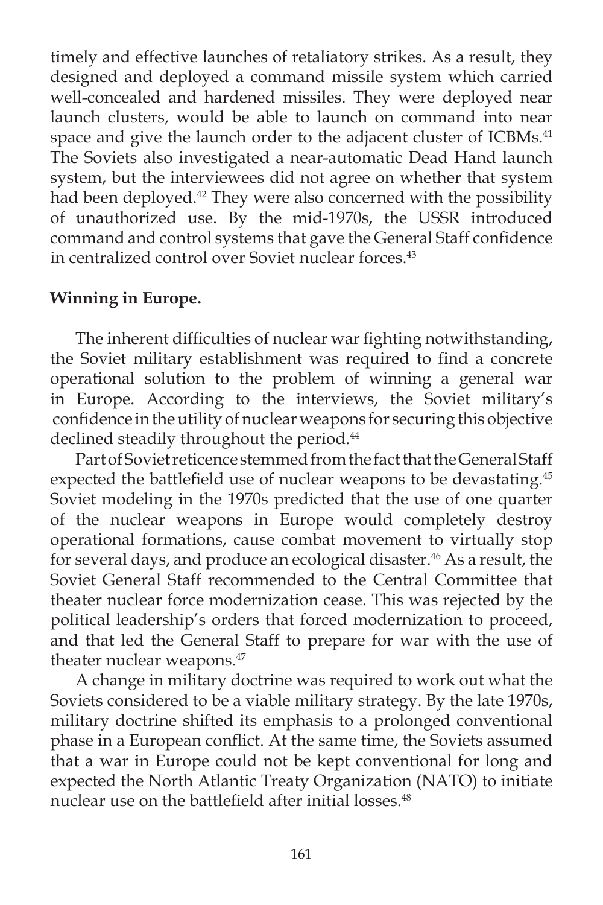timely and effective launches of retaliatory strikes. As a result, they designed and deployed a command missile system which carried well-concealed and hardened missiles. They were deployed near launch clusters, would be able to launch on command into near space and give the launch order to the adjacent cluster of ICBMs.[41] The Soviets also investigated a near-automatic Dead Hand launch system, but the interviewees did not agree on whether that system had been deployed.[42] They were also concerned with the possibility of unauthorized use. By the mid-1970s, the USSR introduced command and control systems that gave the General Staff confidence in centralized control over Soviet nuclear forces.[43]

**Winning in Europe.**

The inherent difficulties of nuclear war fighting notwithstanding, the Soviet military establishment was required to find a concrete operational solution to the problem of winning a general war in Europe. According to the interviews, the Soviet military's confidence in the utility of nuclear weapons for securing this objective declined steadily throughout the period.[44]

Part of Soviet reticence stemmed from the fact that the General Staff expected the battlefield use of nuclear weapons to be devastating.[45] Soviet modeling in the 1970s predicted that the use of one quarter of the nuclear weapons in Europe would completely destroy operational formations, cause combat movement to virtually stop for several days, and produce an ecological disaster.[46] As a result, the Soviet General Staff recommended to the Central Committee that theater nuclear force modernization cease. This was rejected by the political leadership's orders that forced modernization to proceed, and that led the General Staff to prepare for war with the use of theater nuclear weapons.[47]

A change in military doctrine was required to work out what the Soviets considered to be a viable military strategy. By the late 1970s, military doctrine shifted its emphasis to a prolonged conventional phase in a European conflict. At the same time, the Soviets assumed that a war in Europe could not be kept conventional for long and expected the North Atlantic Treaty Organization (NATO) to initiate nuclear use on the battlefield after initial losses.[48]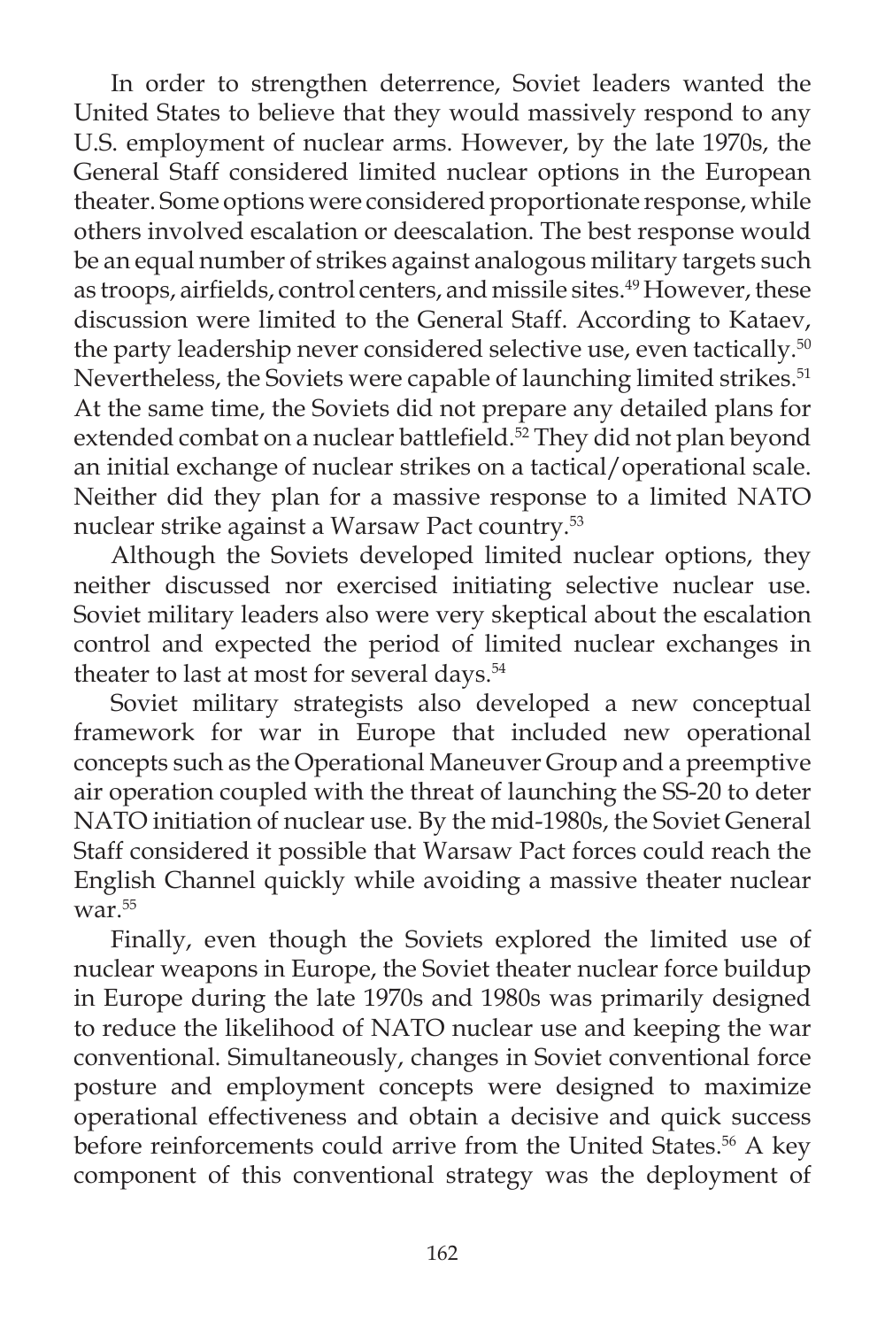In order to strengthen deterrence, Soviet leaders wanted the United States to believe that they would massively respond to any U.S. employment of nuclear arms. However, by the late 1970s, the General Staff considered limited nuclear options in the European theater. Some options were considered proportionate response, while others involved escalation or deescalation. The best response would be an equal number of strikes against analogous military targets such as troops, airfields, control centers, and missile sites.[49] However, these discussion were limited to the General Staff. According to Kataev, the party leadership never considered selective use, even tactically.[50] Nevertheless, the Soviets were capable of launching limited strikes.[51] At the same time, the Soviets did not prepare any detailed plans for extended combat on a nuclear battlefield.[52] They did not plan beyond an initial exchange of nuclear strikes on a tactical/operational scale. Neither did they plan for a massive response to a limited NATO nuclear strike against a Warsaw Pact country.[53]

Although the Soviets developed limited nuclear options, they neither discussed nor exercised initiating selective nuclear use. Soviet military leaders also were very skeptical about the escalation control and expected the period of limited nuclear exchanges in theater to last at most for several days.[54]

Soviet military strategists also developed a new conceptual framework for war in Europe that included new operational concepts such as the Operational Maneuver Group and a preemptive air operation coupled with the threat of launching the SS-20 to deter NATO initiation of nuclear use. By the mid-1980s, the Soviet General Staff considered it possible that Warsaw Pact forces could reach the English Channel quickly while avoiding a massive theater nuclear war.[55]

Finally, even though the Soviets explored the limited use of nuclear weapons in Europe, the Soviet theater nuclear force buildup in Europe during the late 1970s and 1980s was primarily designed to reduce the likelihood of NATO nuclear use and keeping the war conventional. Simultaneously, changes in Soviet conventional force posture and employment concepts were designed to maximize operational effectiveness and obtain a decisive and quick success before reinforcements could arrive from the United States.[56] A key component of this conventional strategy was the deployment of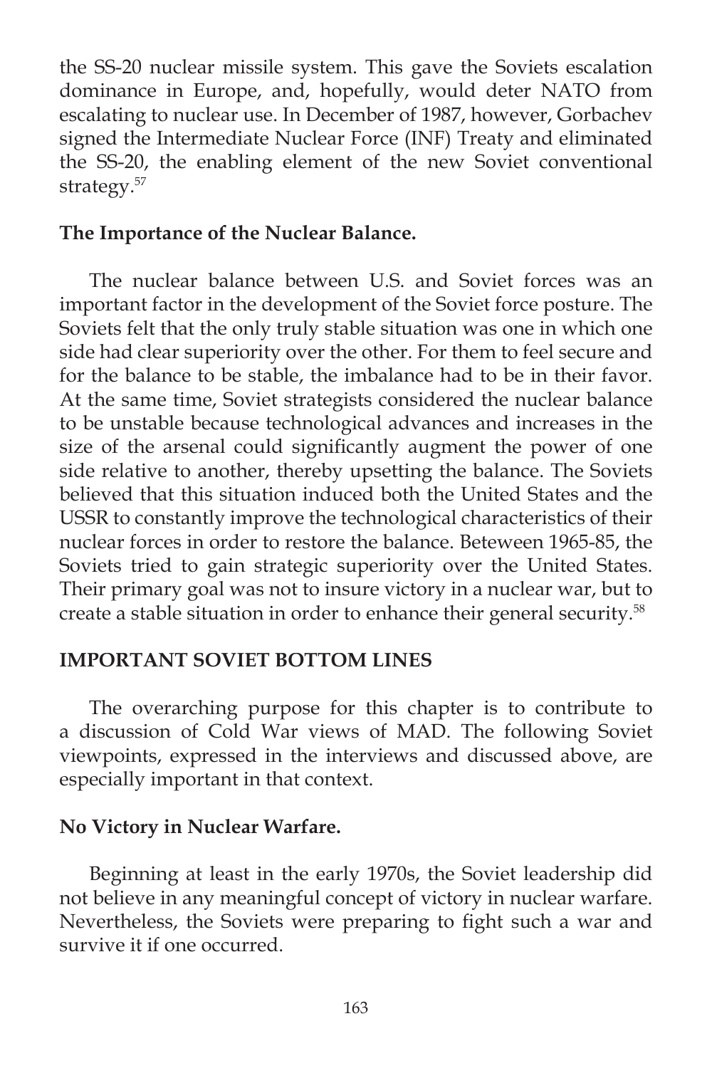the SS-20 nuclear missile system. This gave the Soviets escalation dominance in Europe, and, hopefully, would deter NATO from escalating to nuclear use. In December of 1987, however, Gorbachev signed the Intermediate Nuclear Force (INF) Treaty and eliminated the SS-20, the enabling element of the new Soviet conventional strategy.[57]

**The Importance of the Nuclear Balance.**

The nuclear balance between U.S. and Soviet forces was an important factor in the development of the Soviet force posture. The Soviets felt that the only truly stable situation was one in which one side had clear superiority over the other. For them to feel secure and for the balance to be stable, the imbalance had to be in their favor. At the same time, Soviet strategists considered the nuclear balance to be unstable because technological advances and increases in the size of the arsenal could significantly augment the power of one side relative to another, thereby upsetting the balance. The Soviets believed that this situation induced both the United States and the USSR to constantly improve the technological characteristics of their nuclear forces in order to restore the balance. Beteween 1965-85, the Soviets tried to gain strategic superiority over the United States. Their primary goal was not to insure victory in a nuclear war, but to create a stable situation in order to enhance their general security.[58]

## IMPORTANT SOVIET BOTTOM LINES

The overarching purpose for this chapter is to contribute to a discussion of Cold War views of MAD. The following Soviet viewpoints, expressed in the interviews and discussed above, are especially important in that context.

**No Victory in Nuclear Warfare.**

Beginning at least in the early 1970s, the Soviet leadership did not believe in any meaningful concept of victory in nuclear warfare. Nevertheless, the Soviets were preparing to fight such a war and survive it if one occurred.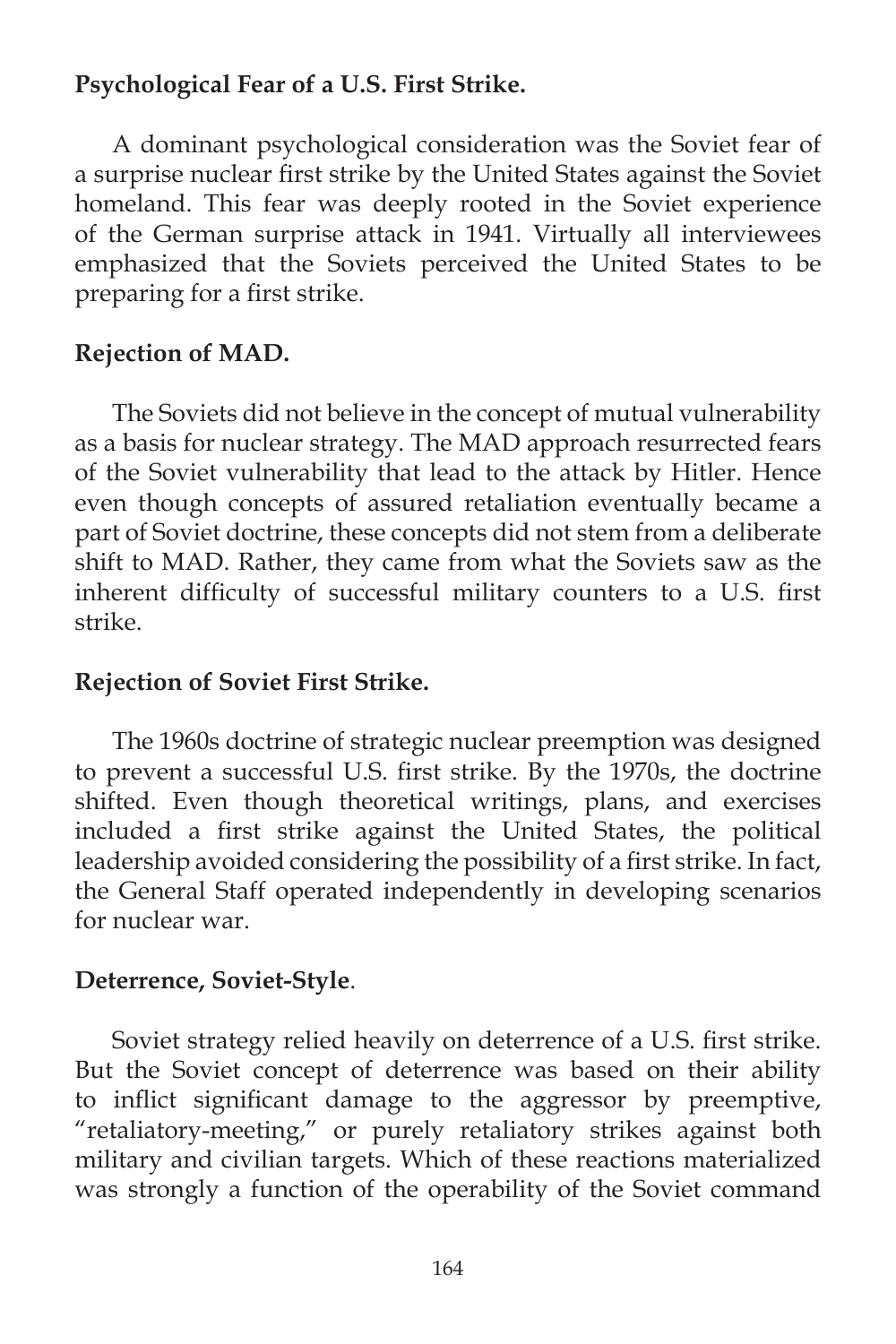**Psychological Fear of a U.S. First Strike.**

A dominant psychological consideration was the Soviet fear of a surprise nuclear first strike by the United States against the Soviet homeland. This fear was deeply rooted in the Soviet experience of the German surprise attack in 1941. Virtually all interviewees emphasized that the Soviets perceived the United States to be preparing for a first strike.

**Rejection of MAD.**

The Soviets did not believe in the concept of mutual vulnerability as a basis for nuclear strategy. The MAD approach resurrected fears of the Soviet vulnerability that lead to the attack by Hitler. Hence even though concepts of assured retaliation eventually became a part of Soviet doctrine, these concepts did not stem from a deliberate shift to MAD. Rather, they came from what the Soviets saw as the inherent difficulty of successful military counters to a U.S. first strike.

**Rejection of Soviet First Strike.**

The 1960s doctrine of strategic nuclear preemption was designed to prevent a successful U.S. first strike. By the 1970s, the doctrine shifted. Even though theoretical writings, plans, and exercises included a first strike against the United States, the political leadership avoided considering the possibility of a first strike. In fact, the General Staff operated independently in developing scenarios for nuclear war.

**Deterrence, Soviet-Style**.

Soviet strategy relied heavily on deterrence of a U.S. first strike. But the Soviet concept of deterrence was based on their ability to inflict significant damage to the aggressor by preemptive, "retaliatory-meeting," or purely retaliatory strikes against both military and civilian targets. Which of these reactions materialized was strongly a function of the operability of the Soviet command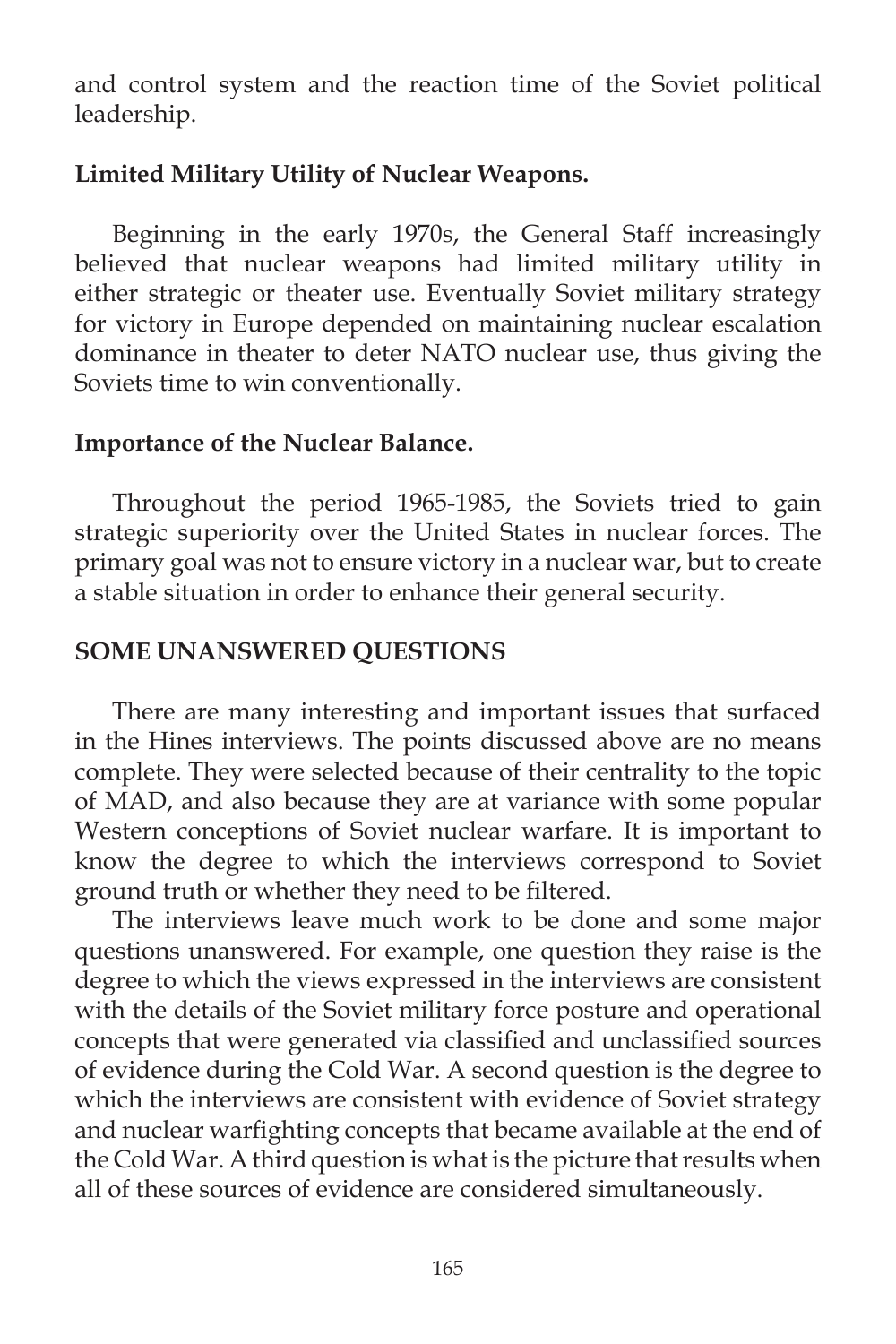and control system and the reaction time of the Soviet political leadership.

**Limited Military Utility of Nuclear Weapons.**

Beginning in the early 1970s, the General Staff increasingly believed that nuclear weapons had limited military utility in either strategic or theater use. Eventually Soviet military strategy for victory in Europe depended on maintaining nuclear escalation dominance in theater to deter NATO nuclear use, thus giving the Soviets time to win conventionally.

**Importance of the Nuclear Balance.**

Throughout the period 1965-1985, the Soviets tried to gain strategic superiority over the United States in nuclear forces. The primary goal was not to ensure victory in a nuclear war, but to create a stable situation in order to enhance their general security.

## SOME UNANSWERED QUESTIONS

There are many interesting and important issues that surfaced in the Hines interviews. The points discussed above are no means complete. They were selected because of their centrality to the topic of MAD, and also because they are at variance with some popular Western conceptions of Soviet nuclear warfare. It is important to know the degree to which the interviews correspond to Soviet ground truth or whether they need to be filtered.

The interviews leave much work to be done and some major questions unanswered. For example, one question they raise is the degree to which the views expressed in the interviews are consistent with the details of the Soviet military force posture and operational concepts that were generated via classified and unclassified sources of evidence during the Cold War. A second question is the degree to which the interviews are consistent with evidence of Soviet strategy and nuclear warfighting concepts that became available at the end of the Cold War. A third question is what is the picture that results when all of these sources of evidence are considered simultaneously.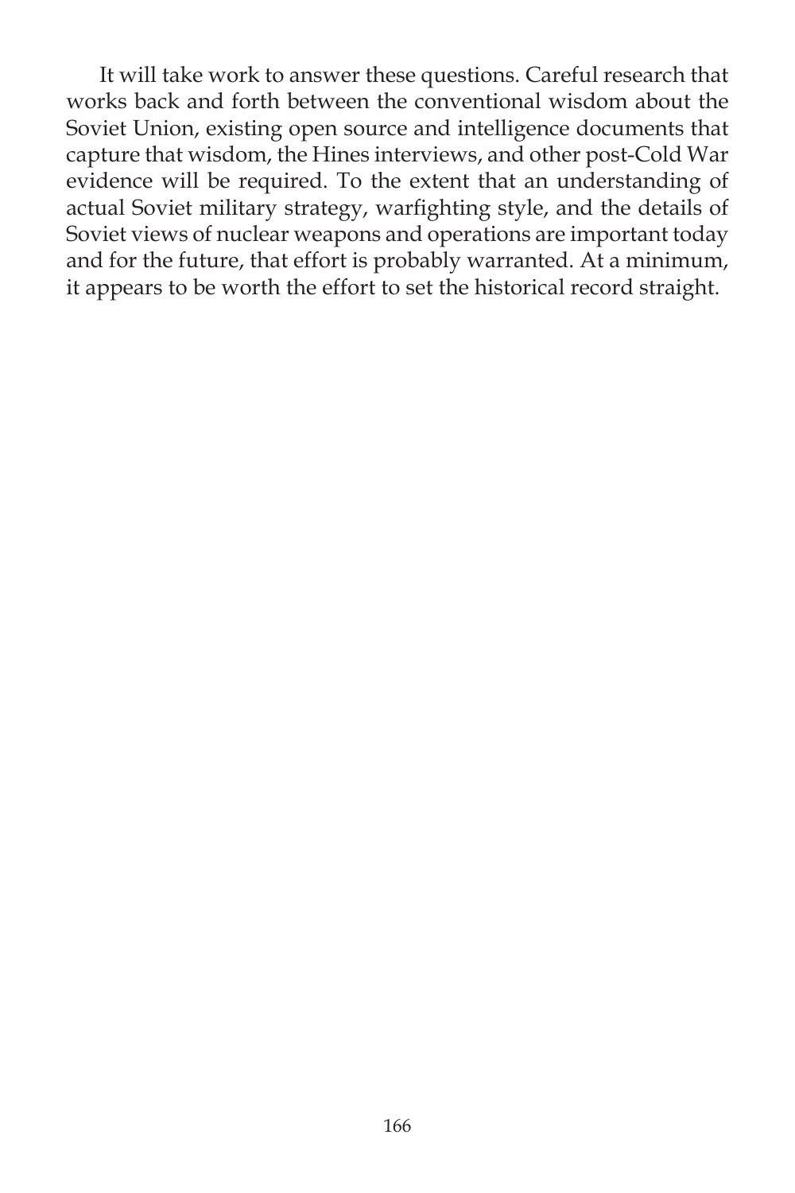It will take work to answer these questions. Careful research that works back and forth between the conventional wisdom about the Soviet Union, existing open source and intelligence documents that capture that wisdom, the Hines interviews, and other post-Cold War evidence will be required. To the extent that an understanding of actual Soviet military strategy, warfighting style, and the details of Soviet views of nuclear weapons and operations are important today and for the future, that effort is probably warranted. At a minimum, it appears to be worth the effort to set the historical record straight.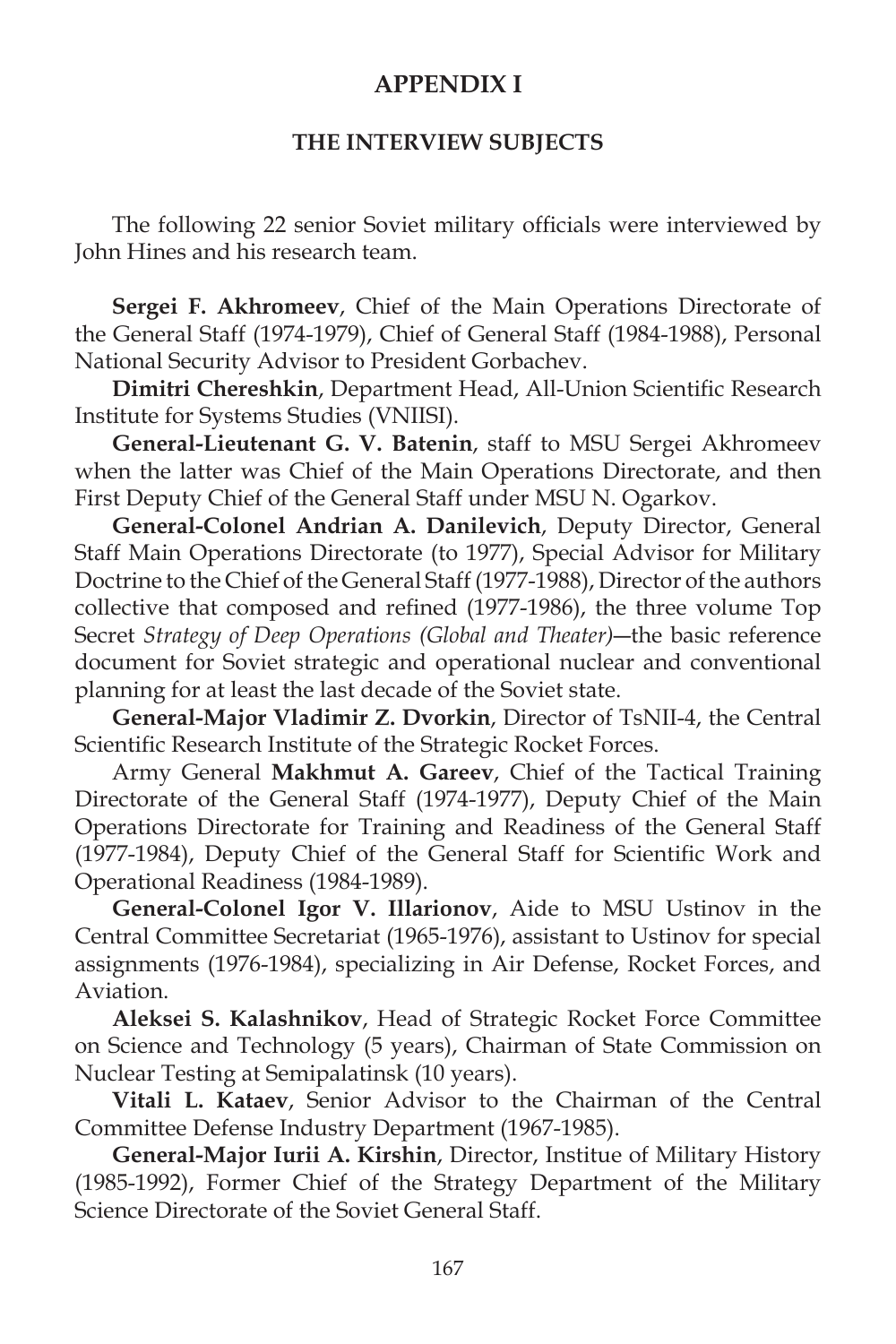# APPENDIX I

## THE INTERVIEW SUBJECTS

The following 22 senior Soviet military officials were interviewed by John Hines and his research team.

**Sergei F. Akhromeev**, Chief of the Main Operations Directorate of the General Staff (1974-1979), Chief of General Staff (1984-1988), Personal National Security Advisor to President Gorbachev.

**Dimitri Chereshkin**, Department Head, All-Union Scientific Research Institute for Systems Studies (VNIISI).

**General-Lieutenant G. V. Batenin**, staff to MSU Sergei Akhromeev when the latter was Chief of the Main Operations Directorate, and then First Deputy Chief of the General Staff under MSU N. Ogarkov.

**General-Colonel Andrian A. Danilevich**, Deputy Director, General Staff Main Operations Directorate (to 1977), Special Advisor for Military Doctrine to the Chief of the General Staff (1977-1988), Director of the authors collective that composed and refined (1977-1986), the three volume Top Secret *Strategy of Deep Operations (Global and Theater)*—the basic reference document for Soviet strategic and operational nuclear and conventional planning for at least the last decade of the Soviet state.

**General-Major Vladimir Z. Dvorkin**, Director of TsNII-4, the Central Scientific Research Institute of the Strategic Rocket Forces.

Army General **Makhmut A. Gareev**, Chief of the Tactical Training Directorate of the General Staff (1974-1977), Deputy Chief of the Main Operations Directorate for Training and Readiness of the General Staff (1977-1984), Deputy Chief of the General Staff for Scientific Work and Operational Readiness (1984-1989).

**General-Colonel Igor V. Illarionov**, Aide to MSU Ustinov in the Central Committee Secretariat (1965-1976), assistant to Ustinov for special assignments (1976-1984), specializing in Air Defense, Rocket Forces, and Aviation.

**Aleksei S. Kalashnikov**, Head of Strategic Rocket Force Committee on Science and Technology (5 years), Chairman of State Commission on Nuclear Testing at Semipalatinsk (10 years).

**Vitali L. Kataev**, Senior Advisor to the Chairman of the Central Committee Defense Industry Department (1967-1985).

**General-Major Iurii A. Kirshin**, Director, Institue of Military History (1985-1992), Former Chief of the Strategy Department of the Military Science Directorate of the Soviet General Staff.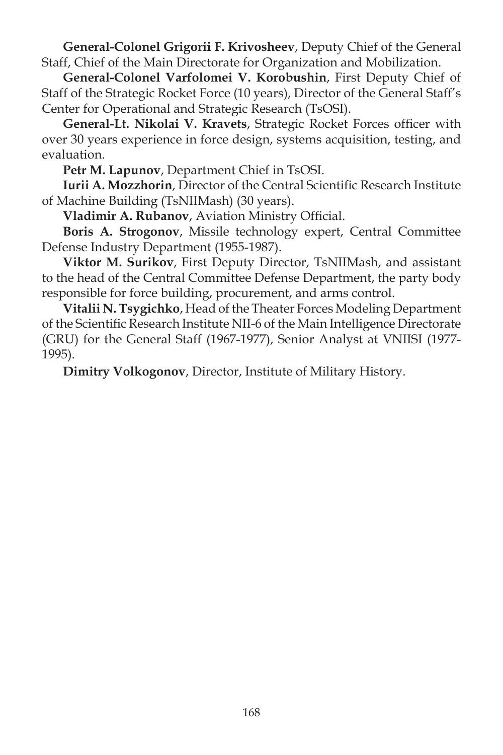**General-Colonel Grigorii F. Krivosheev**, Deputy Chief of the General Staff, Chief of the Main Directorate for Organization and Mobilization.

**General-Colonel Varfolomei V. Korobushin**, First Deputy Chief of Staff of the Strategic Rocket Force (10 years), Director of the General Staff's Center for Operational and Strategic Research (TsOSI).

**General-Lt. Nikolai V. Kravets**, Strategic Rocket Forces officer with over 30 years experience in force design, systems acquisition, testing, and evaluation.

**Petr M. Lapunov**, Department Chief in TsOSI.

**Iurii A. Mozzhorin**, Director of the Central Scientific Research Institute of Machine Building (TsNIIMash) (30 years).

**Vladimir A. Rubanov**, Aviation Ministry Official.

**Boris A. Strogonov**, Missile technology expert, Central Committee Defense Industry Department (1955-1987).

**Viktor M. Surikov**, First Deputy Director, TsNIIMash, and assistant to the head of the Central Committee Defense Department, the party body responsible for force building, procurement, and arms control.

**Vitalii N. Tsygichko**, Head of the Theater Forces Modeling Department of the Scientific Research Institute NII-6 of the Main Intelligence Directorate (GRU) for the General Staff (1967-1977), Senior Analyst at VNIISI (1977-1995).

**Dimitry Volkogonov**, Director, Institute of Military History.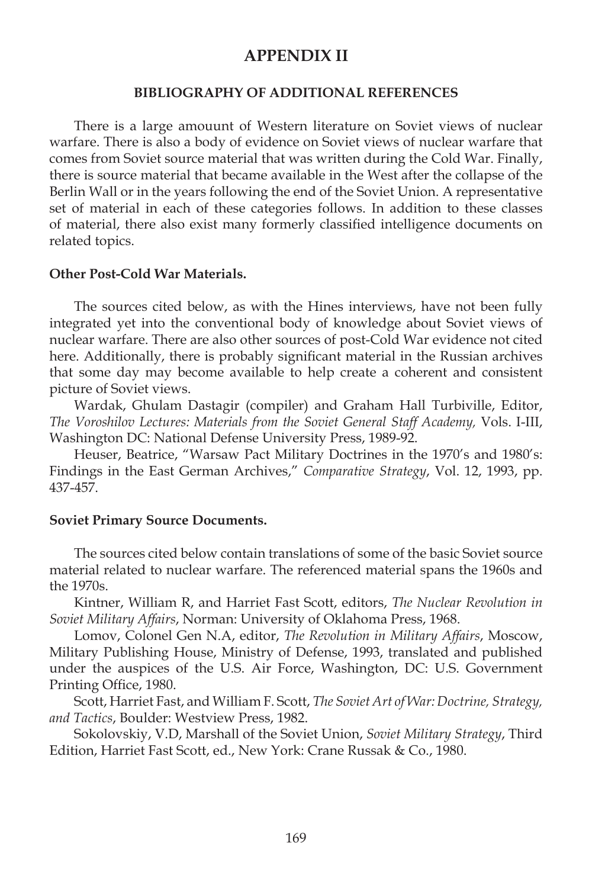# APPENDIX II

## BIBLIOGRAPHY OF ADDITIONAL REFERENCES

There is a large amouunt of Western literature on Soviet views of nuclear warfare. There is also a body of evidence on Soviet views of nuclear warfare that comes from Soviet source material that was written during the Cold War. Finally, there is source material that became available in the West after the collapse of the Berlin Wall or in the years following the end of the Soviet Union. A representative set of material in each of these categories follows. In addition to these classes of material, there also exist many formerly classified intelligence documents on related topics.

**Other Post-Cold War Materials.**

The sources cited below, as with the Hines interviews, have not been fully integrated yet into the conventional body of knowledge about Soviet views of nuclear warfare. There are also other sources of post-Cold War evidence not cited here. Additionally, there is probably significant material in the Russian archives that some day may become available to help create a coherent and consistent picture of Soviet views.

Wardak, Ghulam Dastagir (compiler) and Graham Hall Turbiville, Editor, *The Voroshilov Lectures: Materials from the Soviet General Staff Academy,* Vols. I-III, Washington DC: National Defense University Press, 1989-92.

Heuser, Beatrice, "Warsaw Pact Military Doctrines in the 1970's and 1980's: Findings in the East German Archives," *Comparative Strategy*, Vol. 12, 1993, pp. 437-457.

**Soviet Primary Source Documents.**

The sources cited below contain translations of some of the basic Soviet source material related to nuclear warfare. The referenced material spans the 1960s and the 1970s.

Kintner, William R, and Harriet Fast Scott, editors, *The Nuclear Revolution in Soviet Military Affairs*, Norman: University of Oklahoma Press, 1968.

Lomov, Colonel Gen N.A, editor, *The Revolution in Military Affairs*, Moscow, Military Publishing House, Ministry of Defense, 1993, translated and published under the auspices of the U.S. Air Force, Washington, DC: U.S. Government Printing Office, 1980.

Scott, Harriet Fast, and William F. Scott, *The Soviet Art of War: Doctrine, Strategy, and Tactics*, Boulder: Westview Press, 1982.

Sokolovskiy, V.D, Marshall of the Soviet Union, *Soviet Military Strategy*, Third Edition, Harriet Fast Scott, ed., New York: Crane Russak & Co., 1980.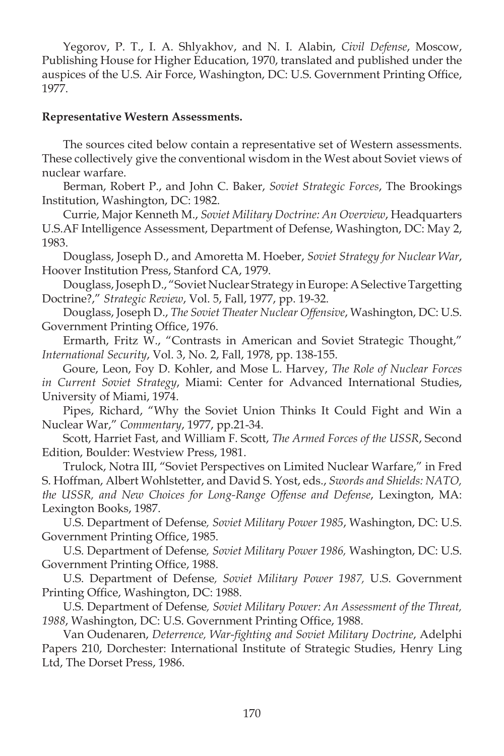Yegorov, P. T., I. A. Shlyakhov, and N. I. Alabin, *Civil Defense*, Moscow, Publishing House for Higher Education, 1970, translated and published under the auspices of the U.S. Air Force, Washington, DC: U.S. Government Printing Office, 1977.

**Representative Western Assessments.**

The sources cited below contain a representative set of Western assessments. These collectively give the conventional wisdom in the West about Soviet views of nuclear warfare.

Berman, Robert P., and John C. Baker, *Soviet Strategic Forces*, The Brookings Institution, Washington, DC: 1982.

Currie, Major Kenneth M., *Soviet Military Doctrine: An Overview*, Headquarters U.S.AF Intelligence Assessment, Department of Defense, Washington, DC: May 2, 1983.

Douglass, Joseph D., and Amoretta M. Hoeber, *Soviet Strategy for Nuclear War*, Hoover Institution Press, Stanford CA, 1979.

Douglass, Joseph D., "Soviet Nuclear Strategy in Europe: A Selective Targetting Doctrine?," *Strategic Review*, Vol. 5, Fall, 1977, pp. 19-32.

Douglass, Joseph D., *The Soviet Theater Nuclear Offensive*, Washington, DC: U.S. Government Printing Office, 1976.

Ermarth, Fritz W., "Contrasts in American and Soviet Strategic Thought," *International Security*, Vol. 3, No. 2, Fall, 1978, pp. 138-155.

Goure, Leon, Foy D. Kohler, and Mose L. Harvey, *The Role of Nuclear Forces in Current Soviet Strategy*, Miami: Center for Advanced International Studies, University of Miami, 1974.

Pipes, Richard, "Why the Soviet Union Thinks It Could Fight and Win a Nuclear War," *Commentary*, 1977, pp.21-34.

Scott, Harriet Fast, and William F. Scott, *The Armed Forces of the USSR*, Second Edition, Boulder: Westview Press, 1981.

Trulock, Notra III, "Soviet Perspectives on Limited Nuclear Warfare," in Fred S. Hoffman, Albert Wohlstetter, and David S. Yost, eds., *Swords and Shields: NATO, the USSR, and New Choices for Long-Range Offense and Defense*, Lexington, MA: Lexington Books, 1987.

U.S. Department of Defense, *Soviet Military Power 1985*, Washington, DC: U.S. Government Printing Office, 1985.

U.S. Department of Defense, *Soviet Military Power 1986,* Washington, DC: U.S. Government Printing Office, 1988.

U.S. Department of Defense, *Soviet Military Power 1987,* U.S. Government Printing Office, Washington, DC: 1988.

U.S. Department of Defense, *Soviet Military Power: An Assessment of the Threat, 1988*, Washington, DC: U.S. Government Printing Office, 1988.

Van Oudenaren, *Deterrence, War-fighting and Soviet Military Doctrine*, Adelphi Papers 210, Dorchester: International Institute of Strategic Studies, Henry Ling Ltd, The Dorset Press, 1986.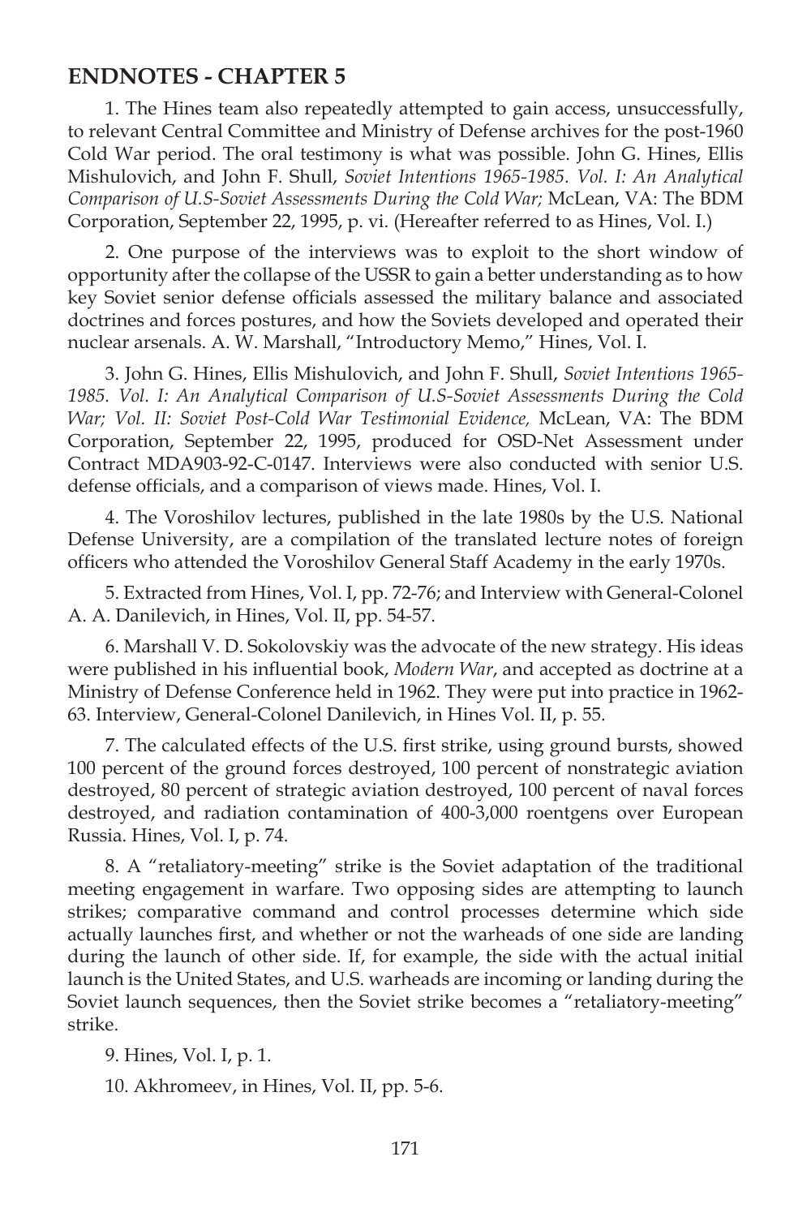## ENDNOTES - CHAPTER 5

1. The Hines team also repeatedly attempted to gain access, unsuccessfully, to relevant Central Committee and Ministry of Defense archives for the post-1960 Cold War period. The oral testimony is what was possible. John G. Hines, Ellis Mishulovich, and John F. Shull, *Soviet Intentions 1965-1985. Vol. I: An Analytical Comparison of U.S-Soviet Assessments During the Cold War;* McLean, VA: The BDM Corporation, September 22, 1995, p. vi. (Hereafter referred to as Hines, Vol. I.)

2. One purpose of the interviews was to exploit to the short window of opportunity after the collapse of the USSR to gain a better understanding as to how key Soviet senior defense officials assessed the military balance and associated doctrines and forces postures, and how the Soviets developed and operated their nuclear arsenals. A. W. Marshall, "Introductory Memo," Hines, Vol. I.

3. John G. Hines, Ellis Mishulovich, and John F. Shull, *Soviet Intentions 1965-1985. Vol. I: An Analytical Comparison of U.S-Soviet Assessments During the Cold War; Vol. II: Soviet Post-Cold War Testimonial Evidence,* McLean, VA: The BDM Corporation, September 22, 1995, produced for OSD-Net Assessment under Contract MDA903-92-C-0147. Interviews were also conducted with senior U.S. defense officials, and a comparison of views made. Hines, Vol. I.

4. The Voroshilov lectures, published in the late 1980s by the U.S. National Defense University, are a compilation of the translated lecture notes of foreign officers who attended the Voroshilov General Staff Academy in the early 1970s.

5. Extracted from Hines, Vol. I, pp. 72-76; and Interview with General-Colonel A. A. Danilevich, in Hines, Vol. II, pp. 54-57.

6. Marshall V. D. Sokolovskiy was the advocate of the new strategy. His ideas were published in his influential book, *Modern War*, and accepted as doctrine at a Ministry of Defense Conference held in 1962. They were put into practice in 1962-63. Interview, General-Colonel Danilevich, in Hines Vol. II, p. 55.

7. The calculated effects of the U.S. first strike, using ground bursts, showed 100 percent of the ground forces destroyed, 100 percent of nonstrategic aviation destroyed, 80 percent of strategic aviation destroyed, 100 percent of naval forces destroyed, and radiation contamination of 400-3,000 roentgens over European Russia. Hines, Vol. I, p. 74.

8. A "retaliatory-meeting" strike is the Soviet adaptation of the traditional meeting engagement in warfare. Two opposing sides are attempting to launch strikes; comparative command and control processes determine which side actually launches first, and whether or not the warheads of one side are landing during the launch of other side. If, for example, the side with the actual initial launch is the United States, and U.S. warheads are incoming or landing during the Soviet launch sequences, then the Soviet strike becomes a "retaliatory-meeting" strike.

9. Hines, Vol. I, p. 1.

10. Akhromeev, in Hines, Vol. II, pp. 5-6.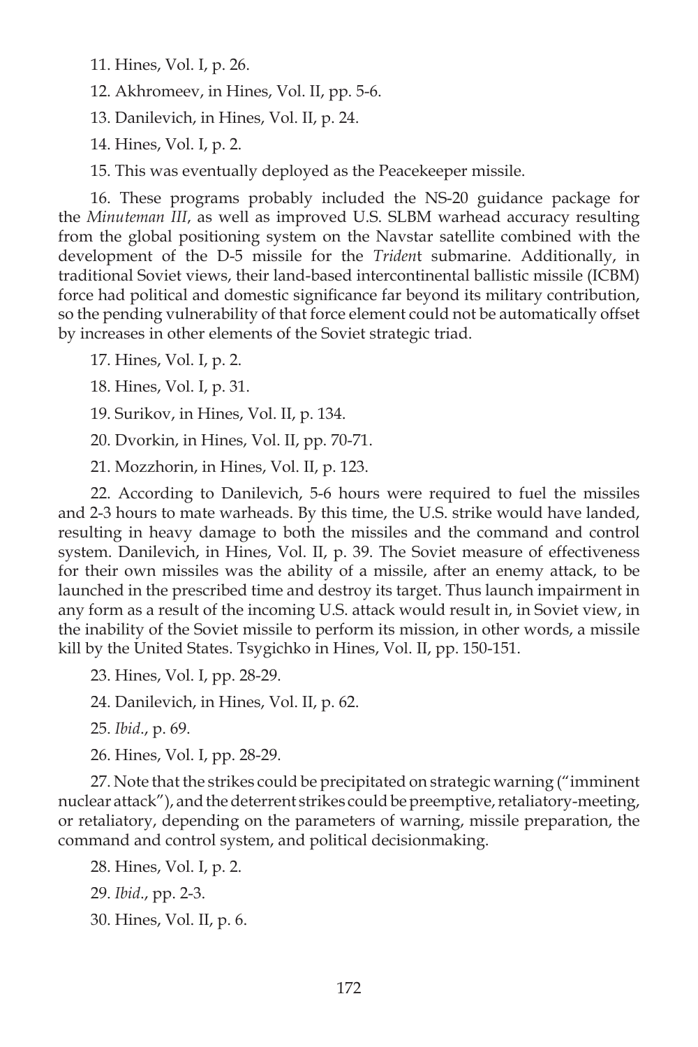11. Hines, Vol. I, p. 26.

12. Akhromeev, in Hines, Vol. II, pp. 5-6.

13. Danilevich, in Hines, Vol. II, p. 24.

14. Hines, Vol. I, p. 2.

15. This was eventually deployed as the Peacekeeper missile.

16. These programs probably included the NS-20 guidance package for the *Minuteman III*, as well as improved U.S. SLBM warhead accuracy resulting from the global positioning system on the Navstar satellite combined with the development of the D-5 missile for the *Triden*t submarine. Additionally, in traditional Soviet views, their land-based intercontinental ballistic missile (ICBM) force had political and domestic significance far beyond its military contribution, so the pending vulnerability of that force element could not be automatically offset by increases in other elements of the Soviet strategic triad.

17. Hines, Vol. I, p. 2.

18. Hines, Vol. I, p. 31.

19. Surikov, in Hines, Vol. II, p. 134.

20. Dvorkin, in Hines, Vol. II, pp. 70-71.

21. Mozzhorin, in Hines, Vol. II, p. 123.

22. According to Danilevich, 5-6 hours were required to fuel the missiles and 2-3 hours to mate warheads. By this time, the U.S. strike would have landed, resulting in heavy damage to both the missiles and the command and control system. Danilevich, in Hines, Vol. II, p. 39. The Soviet measure of effectiveness for their own missiles was the ability of a missile, after an enemy attack, to be launched in the prescribed time and destroy its target. Thus launch impairment in any form as a result of the incoming U.S. attack would result in, in Soviet view, in the inability of the Soviet missile to perform its mission, in other words, a missile kill by the United States. Tsygichko in Hines, Vol. II, pp. 150-151.

23. Hines, Vol. I, pp. 28-29.

24. Danilevich, in Hines, Vol. II, p. 62.

25. *Ibid*., p. 69.

26. Hines, Vol. I, pp. 28-29.

27. Note that the strikes could be precipitated on strategic warning ("imminent nuclear attack"), and the deterrent strikes could be preemptive, retaliatory-meeting, or retaliatory, depending on the parameters of warning, missile preparation, the command and control system, and political decisionmaking.

28. Hines, Vol. I, p. 2.

29. *Ibid*., pp. 2-3.

30. Hines, Vol. II, p. 6.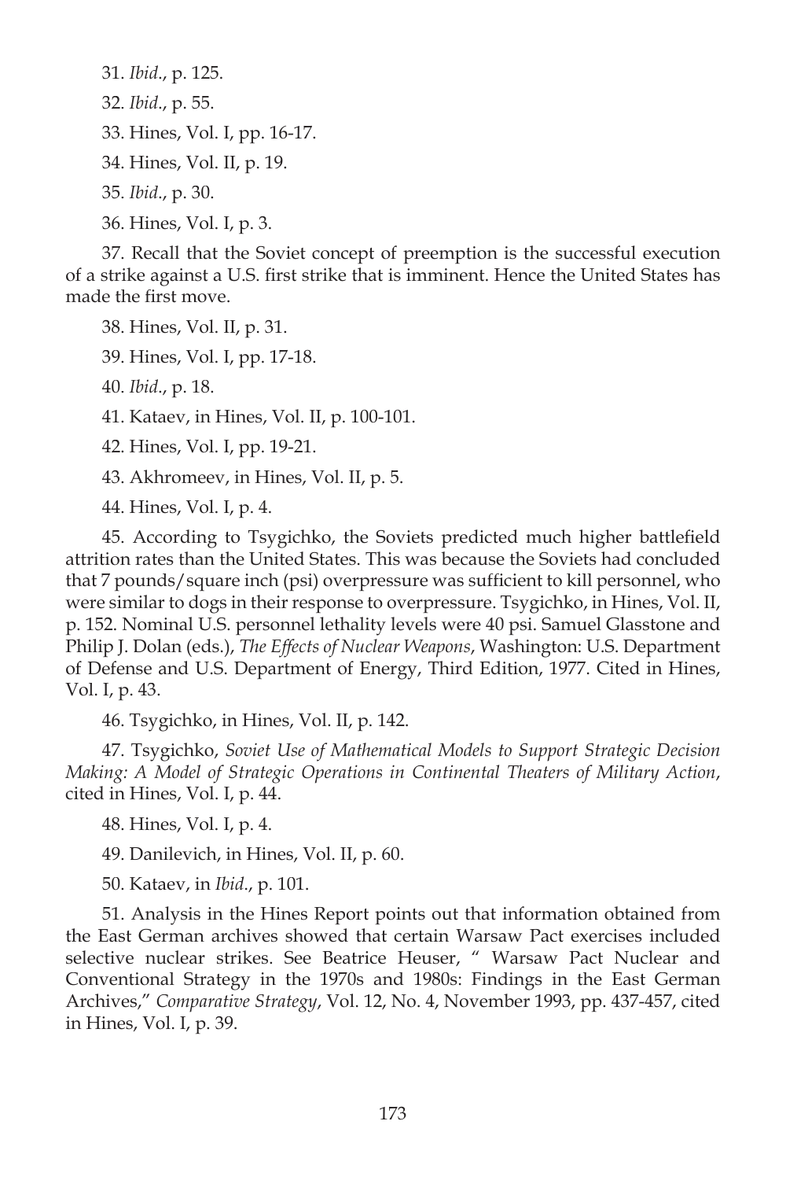31. *Ibid*., p. 125.

32. *Ibid*., p. 55.

33. Hines, Vol. I, pp. 16-17.

34. Hines, Vol. II, p. 19.

35. *Ibid*., p. 30.

36. Hines, Vol. I, p. 3.

37. Recall that the Soviet concept of preemption is the successful execution of a strike against a U.S. first strike that is imminent. Hence the United States has made the first move.

38. Hines, Vol. II, p. 31.

39. Hines, Vol. I, pp. 17-18.

40. *Ibid*., p. 18.

41. Kataev, in Hines, Vol. II, p. 100-101.

42. Hines, Vol. I, pp. 19-21.

43. Akhromeev, in Hines, Vol. II, p. 5.

44. Hines, Vol. I, p. 4.

45. According to Tsygichko, the Soviets predicted much higher battlefield attrition rates than the United States. This was because the Soviets had concluded that 7 pounds/square inch (psi) overpressure was sufficient to kill personnel, who were similar to dogs in their response to overpressure. Tsygichko, in Hines, Vol. II, p. 152. Nominal U.S. personnel lethality levels were 40 psi. Samuel Glasstone and Philip J. Dolan (eds.), *The Effects of Nuclear Weapons*, Washington: U.S. Department of Defense and U.S. Department of Energy, Third Edition, 1977. Cited in Hines, Vol. I, p. 43.

46. Tsygichko, in Hines, Vol. II, p. 142.

47. Tsygichko, *Soviet Use of Mathematical Models to Support Strategic Decision Making: A Model of Strategic Operations in Continental Theaters of Military Action*, cited in Hines, Vol. I, p. 44.

48. Hines, Vol. I, p. 4.

49. Danilevich, in Hines, Vol. II, p. 60.

50. Kataev, in *Ibid*., p. 101.

51. Analysis in the Hines Report points out that information obtained from the East German archives showed that certain Warsaw Pact exercises included selective nuclear strikes. See Beatrice Heuser, " Warsaw Pact Nuclear and Conventional Strategy in the 1970s and 1980s: Findings in the East German Archives," *Comparative Strategy*, Vol. 12, No. 4, November 1993, pp. 437-457, cited in Hines, Vol. I, p. 39.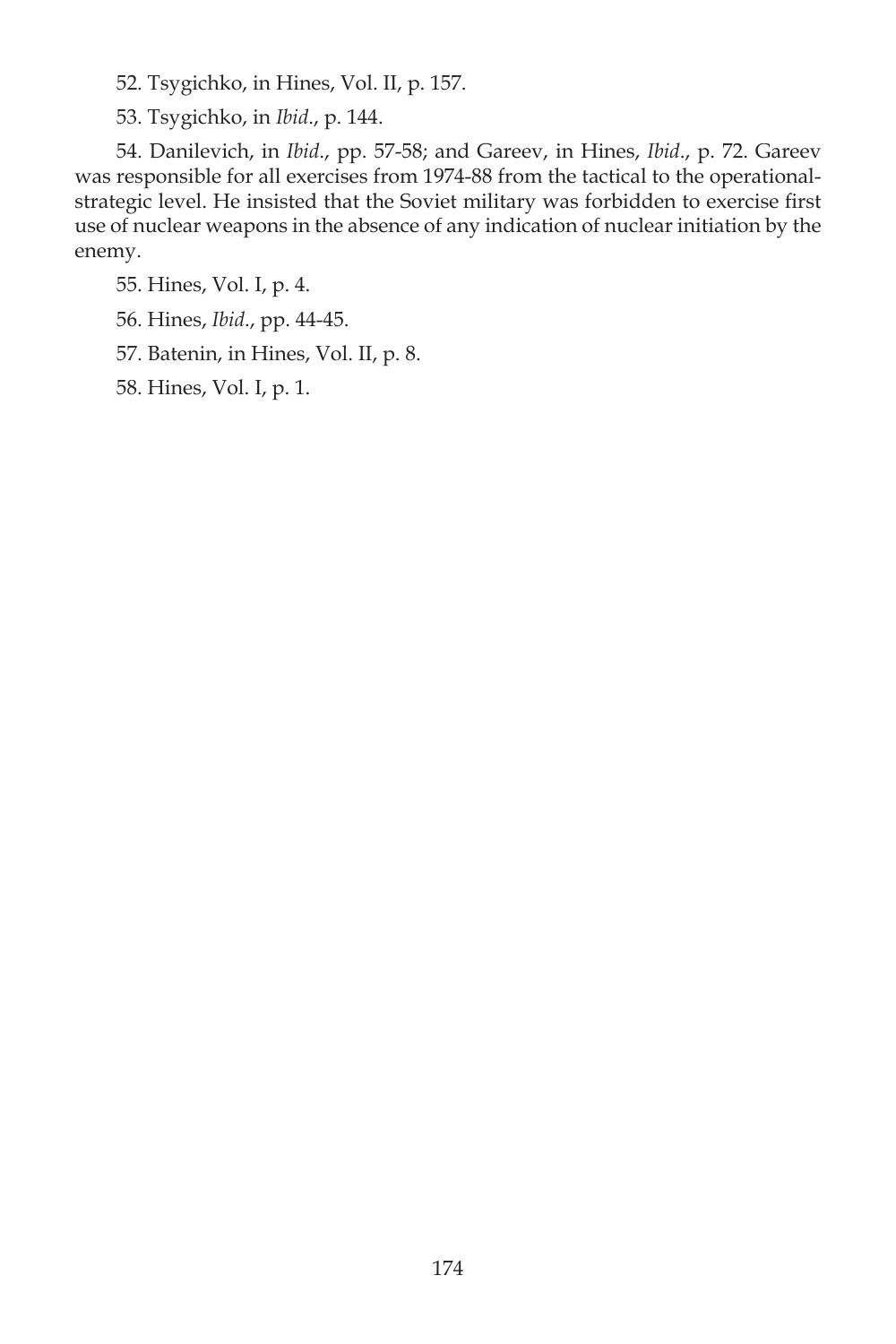52. Tsygichko, in Hines, Vol. II, p. 157.

53. Tsygichko, in *Ibid*., p. 144.

54. Danilevich, in *Ibid*., pp. 57-58; and Gareev, in Hines, *Ibid*., p. 72. Gareev was responsible for all exercises from 1974-88 from the tactical to the operational-strategic level. He insisted that the Soviet military was forbidden to exercise first use of nuclear weapons in the absence of any indication of nuclear initiation by the enemy.

55. Hines, Vol. I, p. 4.

56. Hines, *Ibid*., pp. 44-45.

57. Batenin, in Hines, Vol. II, p. 8.

58. Hines, Vol. I, p. 1.